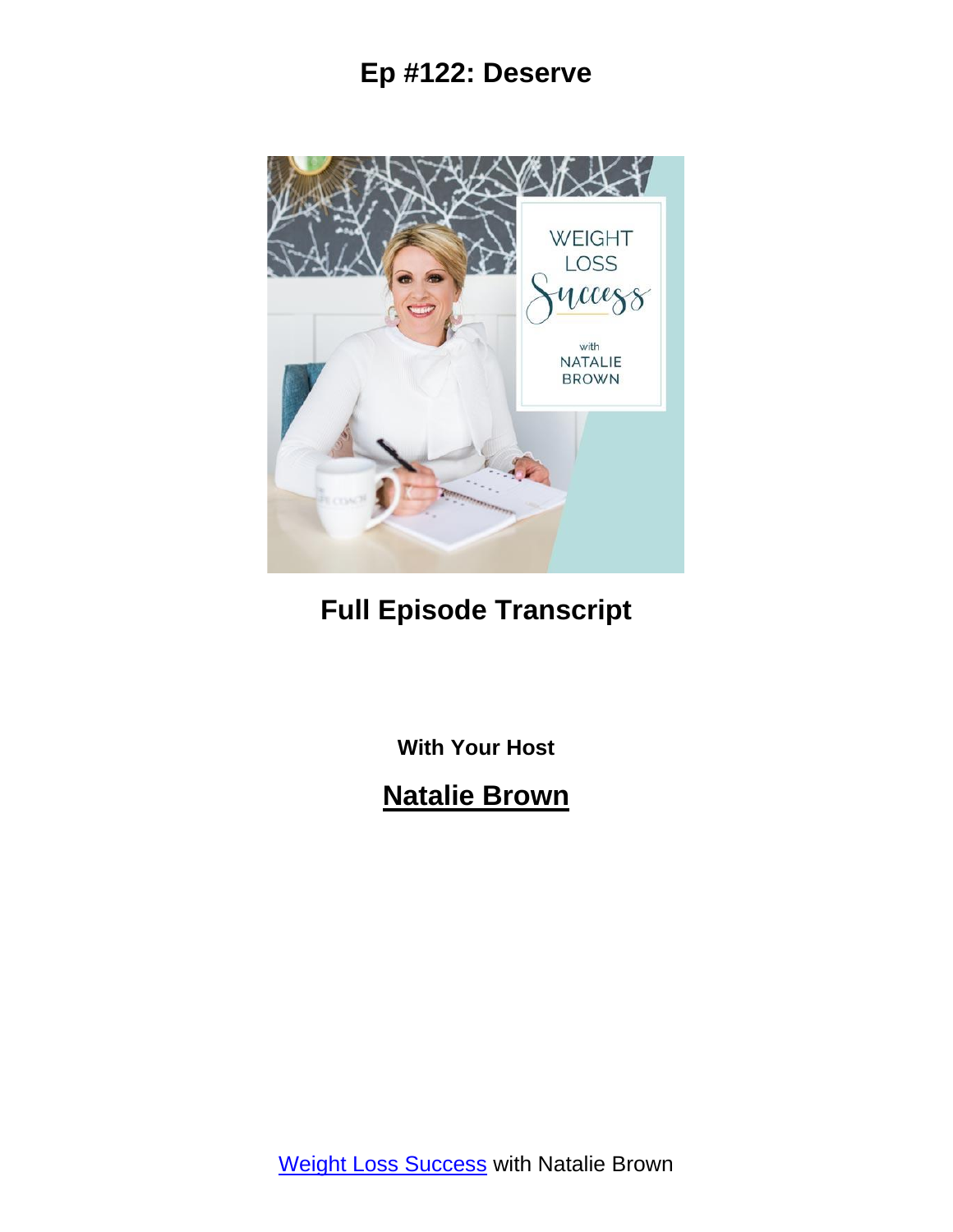# Ep #122: Deserve

## Full Episode Transcript

**With Your Host**

## Natalie Brown

Weight Loss Success with Natalie Brown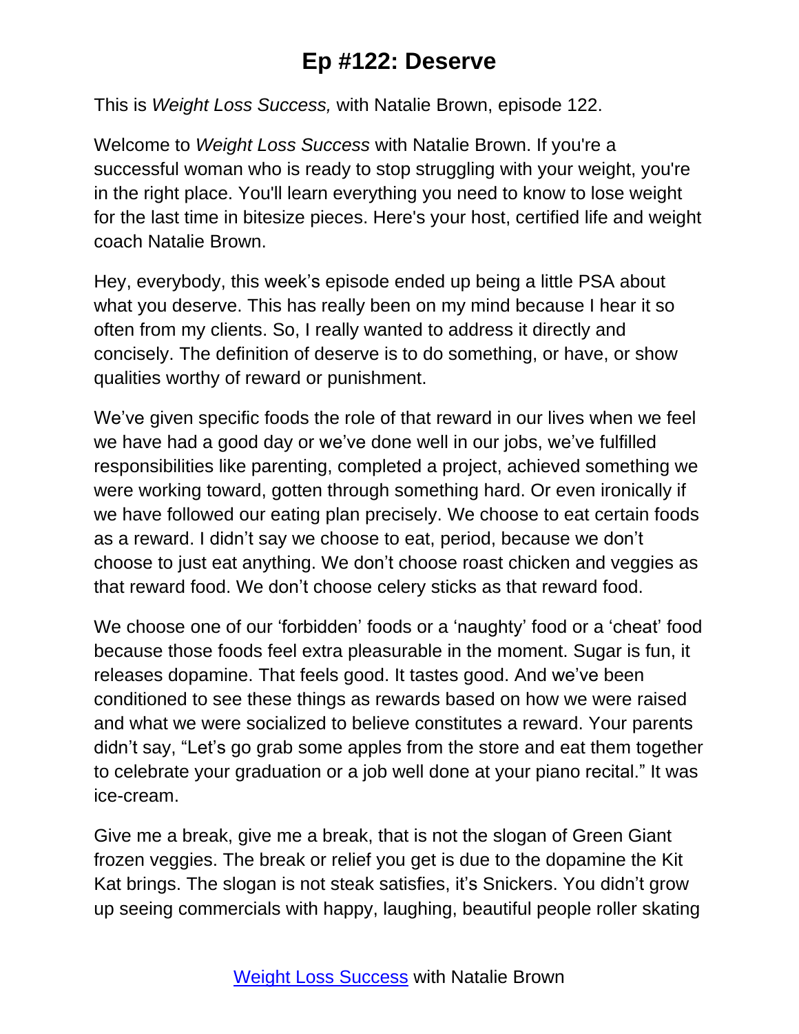# Ep #122: Deserve

This is *Weight Loss Success,* with Natalie Brown, episode 122.

Welcome to *Weight Loss Success* with Natalie Brown. If you're a successful woman who is ready to stop struggling with your weight, you're in the right place. You'll learn everything you need to know to lose weight for the last time in bitesize pieces. Here's your host, certified life and weight coach Natalie Brown.

Hey, everybody, this week's episode ended up being a little PSA about what you deserve. This has really been on my mind because I hear it so often from my clients. So, I really wanted to address it directly and concisely. The definition of deserve is to do something, or have, or show qualities worthy of reward or punishment.

We've given specific foods the role of that reward in our lives when we feel we have had a good day or we've done well in our jobs, we've fulfilled responsibilities like parenting, completed a project, achieved something we were working toward, gotten through something hard. Or even ironically if we have followed our eating plan precisely. We choose to eat certain foods as a reward. I didn't say we choose to eat, period, because we don't choose to just eat anything. We don't choose roast chicken and veggies as that reward food. We don't choose celery sticks as that reward food.

We choose one of our 'forbidden' foods or a 'naughty' food or a 'cheat' food because those foods feel extra pleasurable in the moment. Sugar is fun, it releases dopamine. That feels good. It tastes good. And we've been conditioned to see these things as rewards based on how we were raised and what we were socialized to believe constitutes a reward. Your parents didn't say, "Let's go grab some apples from the store and eat them together to celebrate your graduation or a job well done at your piano recital." It was ice-cream.

Give me a break, give me a break, that is not the slogan of Green Giant frozen veggies. The break or relief you get is due to the dopamine the Kit Kat brings. The slogan is not steak satisfies, it's Snickers. You didn't grow up seeing commercials with happy, laughing, beautiful people roller skating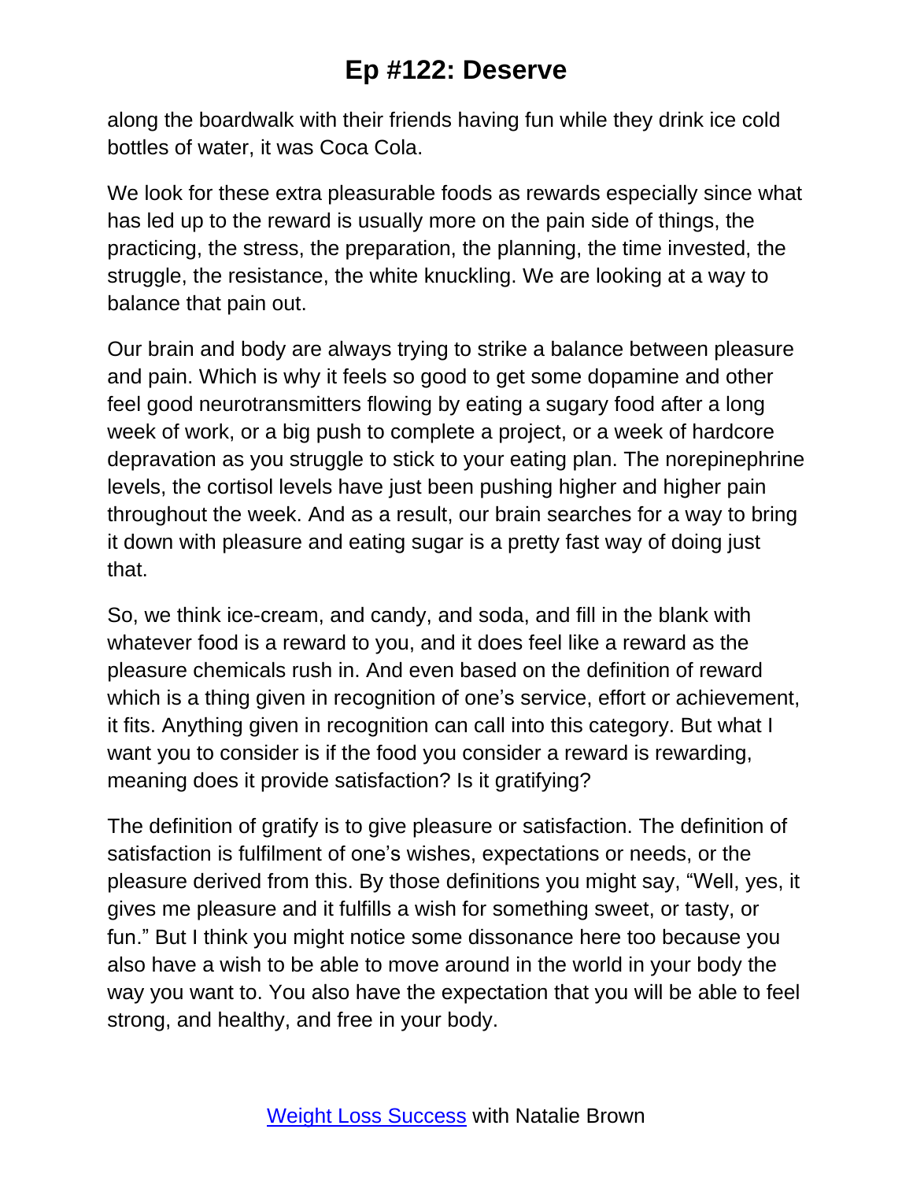along the boardwalk with their friends having fun while they drink ice cold bottles of water, it was Coca Cola.

We look for these extra pleasurable foods as rewards especially since what has led up to the reward is usually more on the pain side of things, the practicing, the stress, the preparation, the planning, the time invested, the struggle, the resistance, the white knuckling. We are looking at a way to balance that pain out.

Our brain and body are always trying to strike a balance between pleasure and pain. Which is why it feels so good to get some dopamine and other feel good neurotransmitters flowing by eating a sugary food after a long week of work, or a big push to complete a project, or a week of hardcore depravation as you struggle to stick to your eating plan. The norepinephrine levels, the cortisol levels have just been pushing higher and higher pain throughout the week. And as a result, our brain searches for a way to bring it down with pleasure and eating sugar is a pretty fast way of doing just that.

So, we think ice-cream, and candy, and soda, and fill in the blank with whatever food is a reward to you, and it does feel like a reward as the pleasure chemicals rush in. And even based on the definition of reward which is a thing given in recognition of one's service, effort or achievement, it fits. Anything given in recognition can call into this category. But what I want you to consider is if the food you consider a reward is rewarding, meaning does it provide satisfaction? Is it gratifying?

The definition of gratify is to give pleasure or satisfaction. The definition of satisfaction is fulfilment of one's wishes, expectations or needs, or the pleasure derived from this. By those definitions you might say, "Well, yes, it gives me pleasure and it fulfills a wish for something sweet, or tasty, or fun." But I think you might notice some dissonance here too because you also have a wish to be able to move around in the world in your body the way you want to. You also have the expectation that you will be able to feel strong, and healthy, and free in your body.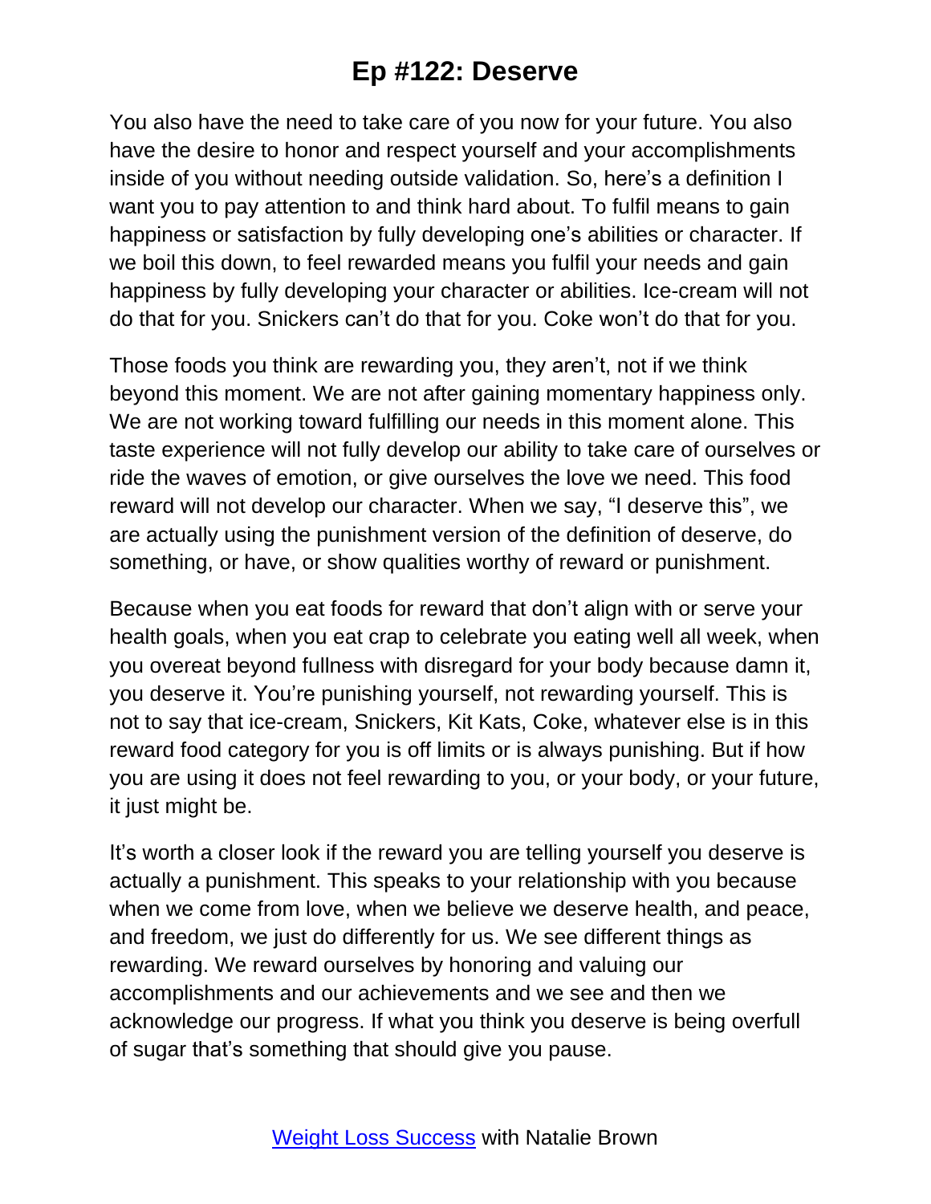You also have the need to take care of you now for your future. You also have the desire to honor and respect yourself and your accomplishments inside of you without needing outside validation. So, here's a definition I want you to pay attention to and think hard about. To fulfil means to gain happiness or satisfaction by fully developing one's abilities or character. If we boil this down, to feel rewarded means you fulfil your needs and gain happiness by fully developing your character or abilities. Ice-cream will not do that for you. Snickers can't do that for you. Coke won't do that for you.

Those foods you think are rewarding you, they aren't, not if we think beyond this moment. We are not after gaining momentary happiness only. We are not working toward fulfilling our needs in this moment alone. This taste experience will not fully develop our ability to take care of ourselves or ride the waves of emotion, or give ourselves the love we need. This food reward will not develop our character. When we say, "I deserve this", we are actually using the punishment version of the definition of deserve, do something, or have, or show qualities worthy of reward or punishment.

Because when you eat foods for reward that don't align with or serve your health goals, when you eat crap to celebrate you eating well all week, when you overeat beyond fullness with disregard for your body because damn it, you deserve it. You're punishing yourself, not rewarding yourself. This is not to say that ice-cream, Snickers, Kit Kats, Coke, whatever else is in this reward food category for you is off limits or is always punishing. But if how you are using it does not feel rewarding to you, or your body, or your future, it just might be.

It's worth a closer look if the reward you are telling yourself you deserve is actually a punishment. This speaks to your relationship with you because when we come from love, when we believe we deserve health, and peace, and freedom, we just do differently for us. We see different things as rewarding. We reward ourselves by honoring and valuing our accomplishments and our achievements and we see and then we acknowledge our progress. If what you think you deserve is being overfull of sugar that's something that should give you pause.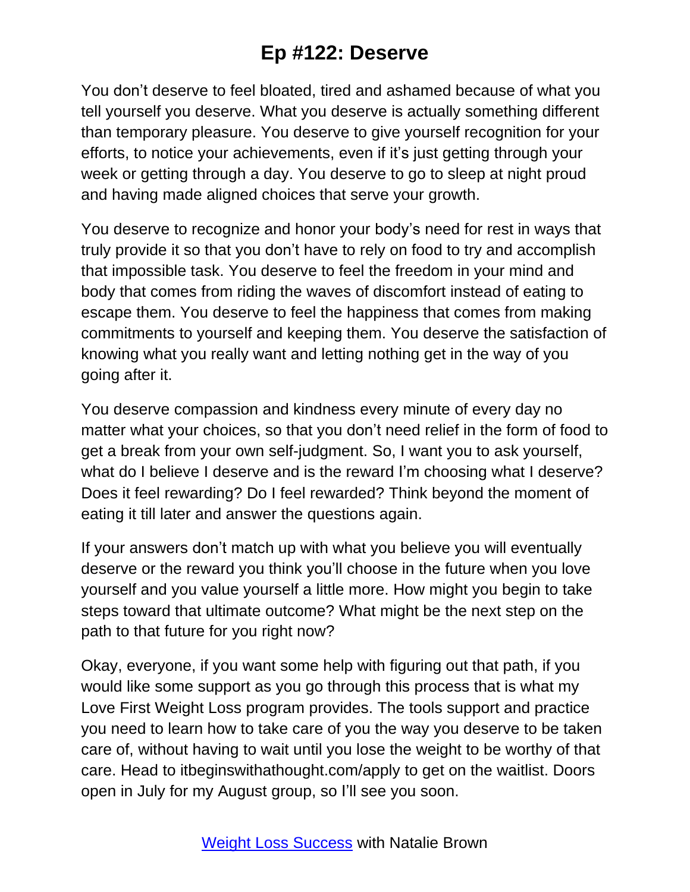You don't deserve to feel bloated, tired and ashamed because of what you tell yourself you deserve. What you deserve is actually something different than temporary pleasure. You deserve to give yourself recognition for your efforts, to notice your achievements, even if it's just getting through your week or getting through a day. You deserve to go to sleep at night proud and having made aligned choices that serve your growth.

You deserve to recognize and honor your body's need for rest in ways that truly provide it so that you don't have to rely on food to try and accomplish that impossible task. You deserve to feel the freedom in your mind and body that comes from riding the waves of discomfort instead of eating to escape them. You deserve to feel the happiness that comes from making commitments to yourself and keeping them. You deserve the satisfaction of knowing what you really want and letting nothing get in the way of you going after it.

You deserve compassion and kindness every minute of every day no matter what your choices, so that you don't need relief in the form of food to get a break from your own self-judgment. So, I want you to ask yourself, what do I believe I deserve and is the reward I'm choosing what I deserve? Does it feel rewarding? Do I feel rewarded? Think beyond the moment of eating it till later and answer the questions again.

If your answers don't match up with what you believe you will eventually deserve or the reward you think you'll choose in the future when you love yourself and you value yourself a little more. How might you begin to take steps toward that ultimate outcome? What might be the next step on the path to that future for you right now?

Okay, everyone, if you want some help with figuring out that path, if you would like some support as you go through this process that is what my Love First Weight Loss program provides. The tools support and practice you need to learn how to take care of you the way you deserve to be taken care of, without having to wait until you lose the weight to be worthy of that care. Head to itbeginswithathought.com/apply to get on the waitlist. Doors open in July for my August group, so I'll see you soon.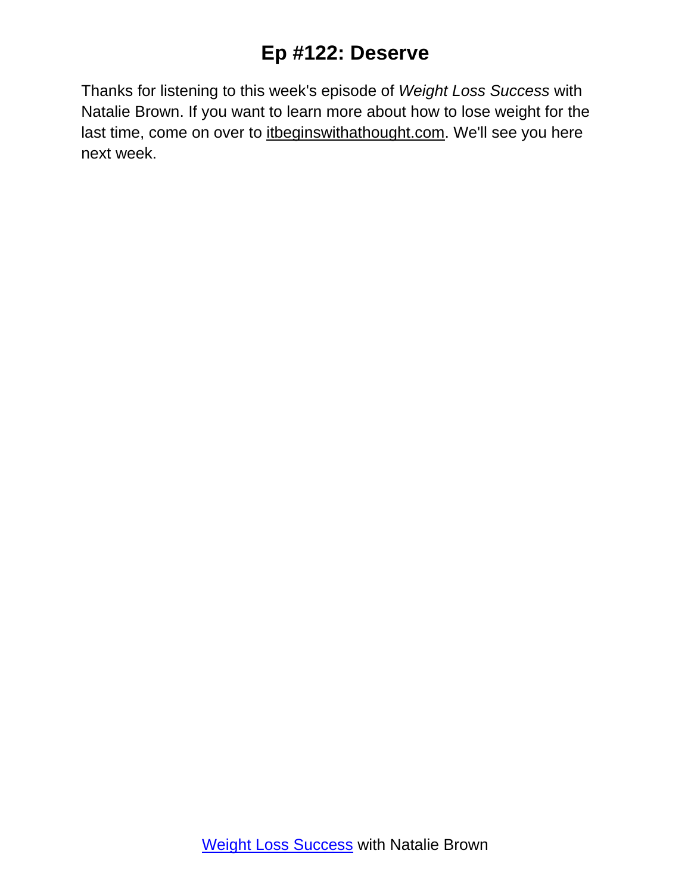# Ep #122: Deserve

Thanks for listening to this week's episode of *Weight Loss Success* with Natalie Brown. If you want to learn more about how to lose weight for the last time, come on over to itbeginswithathought.com. We'll see you here next week.